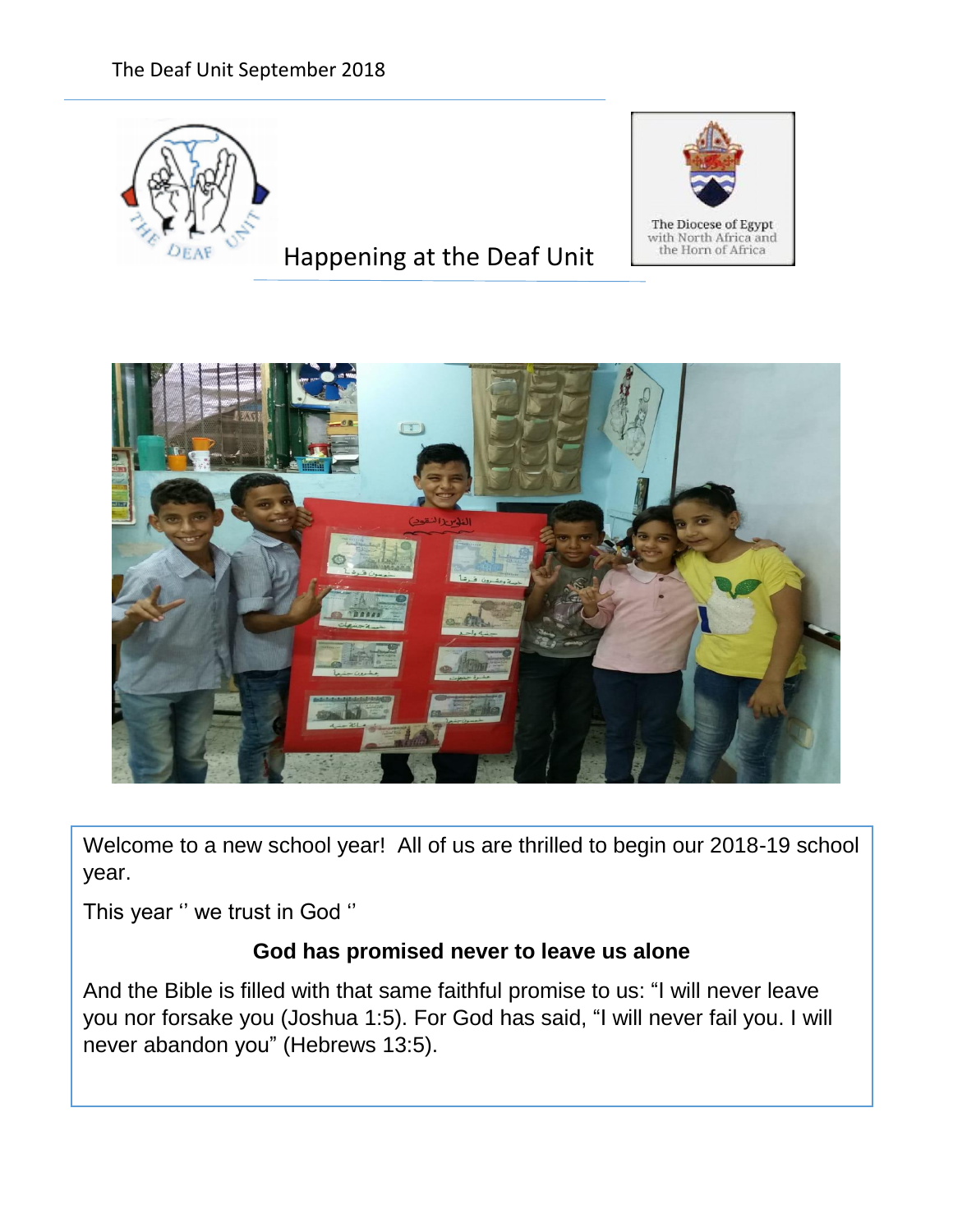The Deaf Unit September 2018

# Happening at the Deaf Unit

The Diocese of Egypt with North Africa and the Horn of Africa

Welcome to a new school year! All of us are thrilled to begin our 2018-19 school year.

This year '' we trust in God ''

**God has promised never to leave us alone**

And the Bible is filled with that same faithful promise to us: "I will never leave you nor forsake you (Joshua 1:5). For God has said, "I will never fail you. I will never abandon you" (Hebrews 13:5).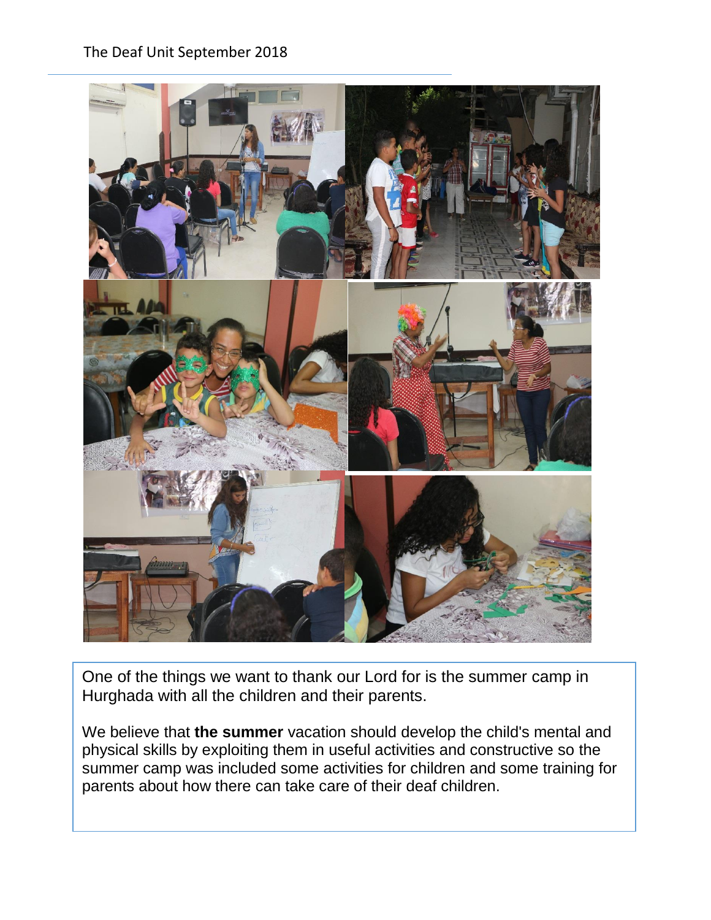One of the things we want to thank our Lord for is the summer camp in Hurghada with all the children and their parents.

We believe that **the summer** vacation should develop the child's mental and physical skills by exploiting them in useful activities and constructive so the summer camp was included some activities for children and some training for parents about how there can take care of their deaf children.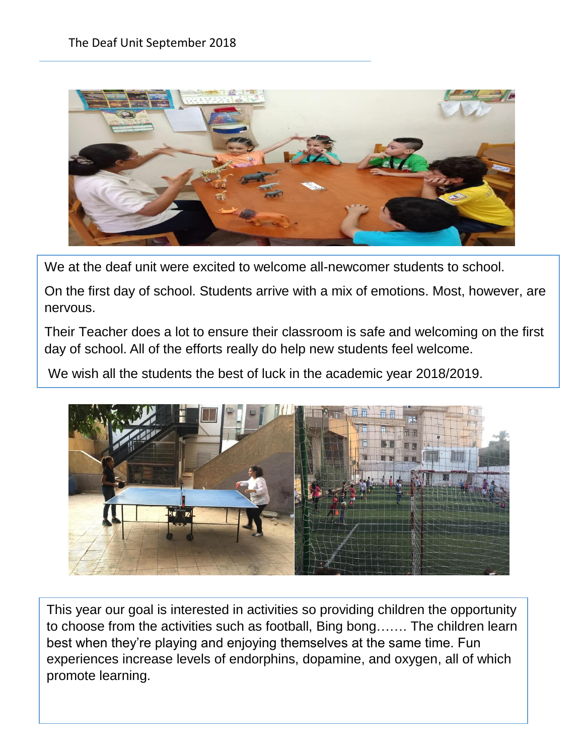The Deaf Unit September 2018

We at the deaf unit were excited to welcome all-newcomer students to school.

On the first day of school. Students arrive with a mix of emotions. Most, however, are nervous.

Their Teacher does a lot to ensure their classroom is safe and welcoming on the first day of school. All of the efforts really do help new students feel welcome.

We wish all the students the best of luck in the academic year 2018/2019.

This year our goal is interested in activities so providing children the opportunity to choose from the activities such as football, Bing bong……. The children learn best when they're playing and enjoying themselves at the same time. Fun experiences increase levels of endorphins, dopamine, and oxygen, all of which promote learning.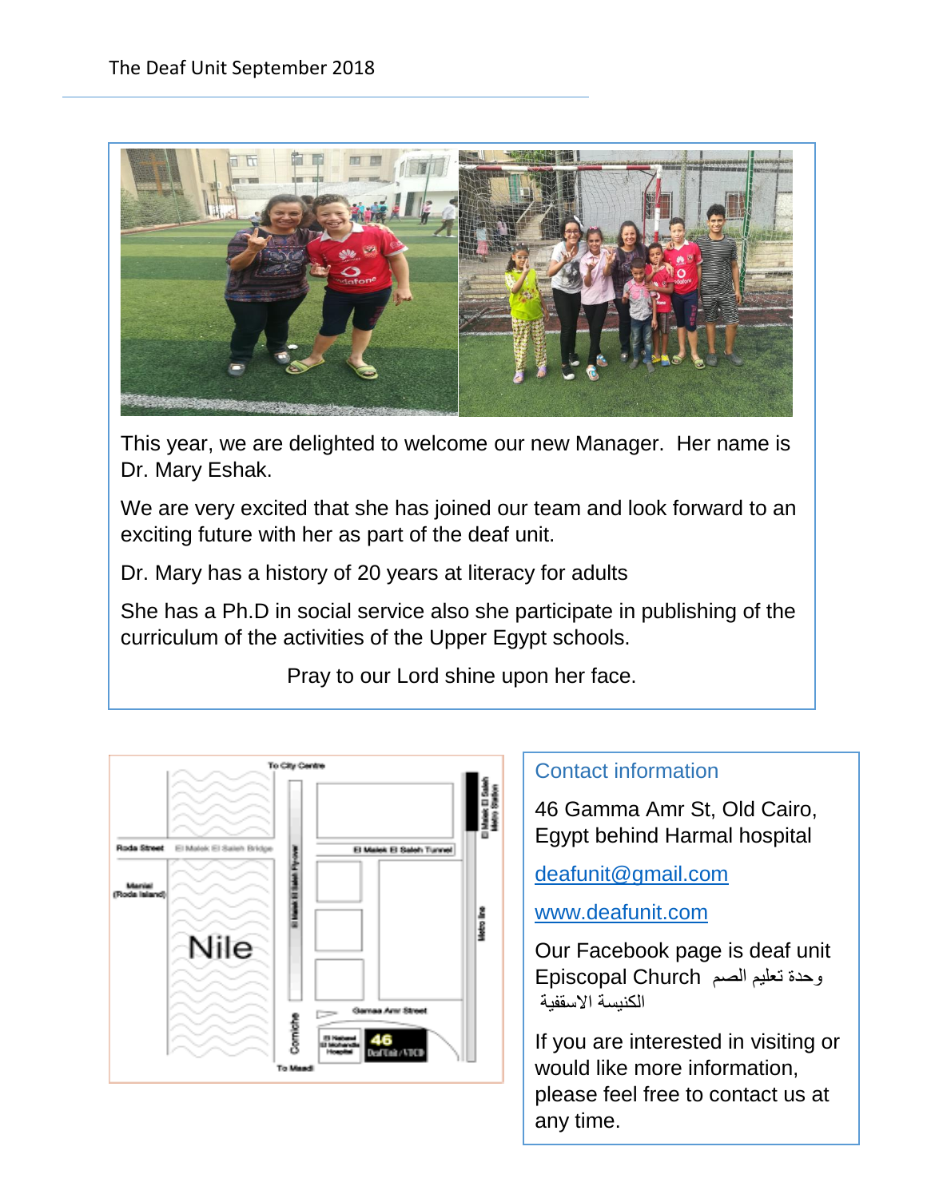This year, we are delighted to welcome our new Manager. Her name is Dr. Mary Eshak.

We are very excited that she has joined our team and look forward to an exciting future with her as part of the deaf unit.

Dr. Mary has a history of 20 years at literacy for adults

She has a Ph.D in social service also she participate in publishing of the curriculum of the activities of the Upper Egypt schools.

Pray to our Lord shine upon her face.

To City Centre

Roda Street

El Malek El Saleh Bridge

Manial (Roda Island)

Nile

El Malek El Saleh Flyover

El Malek El Saleh Tunnel

El Malek El Saleh Metro Station

Metro line

Gamaa Amr Street

Corniche

El Nabawi El Mohandis Hospital

46 Deaf Unit / VTCD

To Maadi

## Contact information

46 Gamma Amr St, Old Cairo, Egypt behind Harmal hospital

deafunit@gmail.com

www.deafunit.com

Our Facebook page is deaf unit Episcopal Church وحدة تعليم الصم الكنيسة الاسقفية

If you are interested in visiting or would like more information, please feel free to contact us at any time.